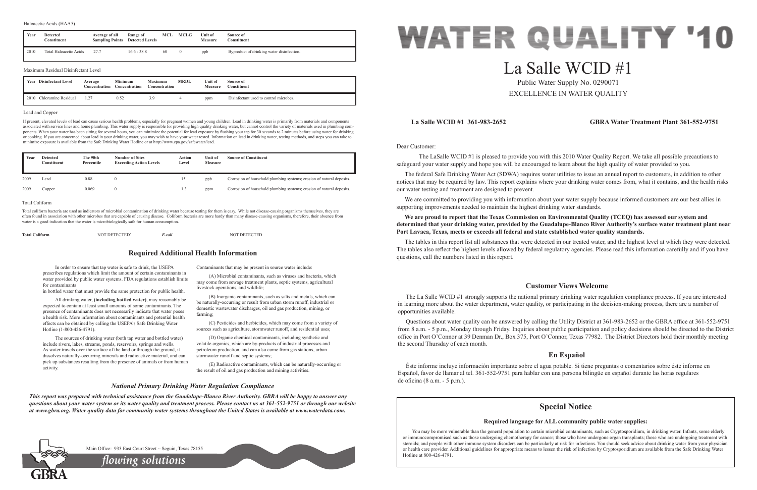Haloacetic Acids (HAA5)

| Year | Detected Constituent | Average of all Sampling Points | Range of Detected Levels | MCL | MCLG | Unit of Measure | Source of Constituent |
|---|---|---|---|---|---|---|---|
| 2010 | Total Haloacetic Acids | 27.7 | 16.6 - 38.8 | 60 | 0 | ppb | Byproduct of drinking water disinfection. |

Maximum Residual Disinfectant Level

| Year | Disinfectant Level | Average Concentration | Minimum Concentration | Maximum Concentration | MRDL | Unit of Measure | Source of Constituent |
|---|---|---|---|---|---|---|---|
| 2010 | Chloramine Residual | 1.27 | 0.52 | 3.9 | 4 | ppm | Disinfectant used to control microbes. |

Lead and Copper

If present, elevated levels of lead can cause serious health problems, especially for pregnant women and young children. Lead in drinking water is primarily from materials and components associated with service lines and home plumbing. This water supply is responsible for providing high quality drinking water, but cannot control the variety of materials used in plumbing components. When your water has been sitting for several hours, you can minimize the potential for lead exposure by flushing your tap for 30 seconds to 2 minutes before using water for drinking or cooking. If you are concerned about lead in your drinking water, you may wish to have your water tested. Information on lead in drinking water, testing methods, and steps you can take to minimize exposure is available from the Safe Drinking Water Hotline or at http://www.epa.gov/safewater/lead.

| Year | Detected Constituent | The 90th Percentile | Number of Sites Exceeding Action Levels | Action Level | Unit of Measure | Source of Constituent |
|---|---|---|---|---|---|---|
| 2009 | Lead | 0.88 | 0 | 15 | ppb | Corrosion of household plumbing systems; erosion of natural deposits. |
| 2009 | Copper | 0.069 | 0 | 1.3 | ppm | Corrosion of household plumbing systems; erosion of natural deposits. |

Total Coliform

Total coliform bacteria are used as indicators of microbial contamination of drinking water because testing for them is easy. While not disease-causing organisms themselves, they are often found in association with other microbes that are capable of causing disease. Coliform bacteria are more hardy than many disease-causing organisms, therefore, their absence from water is a good indication that the water is microbiologically safe for human consumption.

**Total Coliform** NOT DETECTED ***E.coli*** NOT DETECTED

## Required Additional Health Information

In order to ensure that tap water is safe to drink, the USEPA prescribes regulations which limit the amount of certain contaminants in water provided by public water systems. FDA regulations establish limits for contaminants in bottled water that must provide the same protection for public health.

All drinking water, **(including bottled water)**, may reasonably be expected to contain at least small amounts of some contaminants. The presence of contaminants does not necessarily indicate that water poses a health risk. More information about contaminants and potential health effects can be obtained by calling the USEPA's Safe Drinking Water Hotline (1-800-426-4791).

The sources of drinking water (both tap water and bottled water) include rivers, lakes, streams, ponds, reservoirs, springs and wells. As water travels over the surface of the land or through the ground, it dissolves naturally-occurring minerals and radioactive material, and can pick up substances resulting from the presence of animals or from human activity.

Contaminants that may be present in source water include:

(A) Microbial contaminants, such as viruses and bacteria, which may come from sewage treatment plants, septic systems, agricultural livestock operations, and wildlife;

(B) Inorganic contaminants, such as salts and metals, which can be naturally-occurring or result from urban storm runoff, industrial or domestic wastewater discharges, oil and gas production, mining, or farming;

(C) Pesticides and herbicides, which may come from a variety of sources such as agriculture, stormwater runoff, and residential uses;

(D) Organic chemical contaminants, including synthetic and volatile organics, which are by-products of industrial processes and petroleum production, and can also come from gas stations, urban stormwater runoff and septic systems;

(E) Radioactive contaminants, which can be naturally-occurring or the result of oil and gas production and mining activities.

### *National Primary Drinking Water Regulation Compliance*

***This report was prepared with technical assistance from the Guadalupe-Blanco River Authority. GBRA will be happy to answer any questions about your water system or its water quality and treatment process. Please contact us at 361-552-9751 or through our website at www.gbra.org. Water quality data for community water systems throughout the United States is available at www.waterdata.com.***

Main Office: 933 East Court Street ~ Seguin, Texas 78155

*flowing solutions*

GBRA

# WATER QUALITY '10

# La Salle WCID #1

Public Water Supply No. 0290071

EXCELLENCE IN WATER QUALITY

**La Salle WCID #1 361-983-2652** **GBRA Water Treatment Plant 361-552-9751**

Dear Customer:

The LaSalle WCID #1 is pleased to provide you with this 2010 Water Quality Report. We take all possible precautions to safeguard your water supply and hope you will be encouraged to learn about the high quality of water provided to you.

The federal Safe Drinking Water Act (SDWA) requires water utilities to issue an annual report to customers, in addition to other notices that may be required by law. This report explains where your drinking water comes from, what it contains, and the health risks our water testing and treatment are designed to prevent.

We are committed to providing you with information about your water supply because informed customers are our best allies in supporting improvements needed to maintain the highest drinking water standards.

**We are proud to report that the Texas Commission on Environmental Quality (TCEQ) has assessed our system and determined that your drinking water, provided by the Guadalupe-Blanco River Authority's surface water treatment plant near Port Lavaca, Texas, meets or exceeds all federal and state established water quality standards.**

The tables in this report list all substances that were detected in our treated water, and the highest level at which they were detected. The tables also reflect the highest levels allowed by federal regulatory agencies. Please read this information carefully and if you have questions, call the numbers listed in this report.

## Customer Views Welcome

The La Salle WCID #1 strongly supports the national primary drinking water regulation compliance process. If you are interested in learning more about the water department, water quality, or participating in the decision-making process, there are a number of opportunities available.

Questions about water quality can be answered by calling the Utility District at 361-983-2652 or the GBRA office at 361-552-9751 from 8 a.m. - 5 p.m., Monday through Friday. Inquiries about public participation and policy decisions should be directed to the District office in Port O'Connor at 39 Denman Dr., Box 375, Port O'Connor, Texas 77982. The District Directors hold their monthly meeting the second Thursday of each month.

## En Español

Éste informe incluye información importante sobre el agua potable. Si tiene preguntas o comentarios sobre éste informe en Español, favor de llamar al tel. 361-552-9751 para hablar con una persona bilingüe en español durante las horas regulares de oficina (8 a.m. - 5 p.m.).

## Special Notice

**Required language for ALL community public water supplies:**

You may be more vulnerable than the general population to certain microbial contaminants, such as Cryptosporidium, in drinking water. Infants, some elderly or immunocompromised such as those undergoing chemotherapy for cancer; those who have undergone organ transplants; those who are undergoing treatment with steroids; and people with other immune system disorders can be particularly at risk for infections. You should seek advice about drinking water from your physician or health care provider. Additional guidelines for appropriate means to lessen the risk of infection by Cryptosporidium are available from the Safe Drinking Water Hotline at 800-426-4791.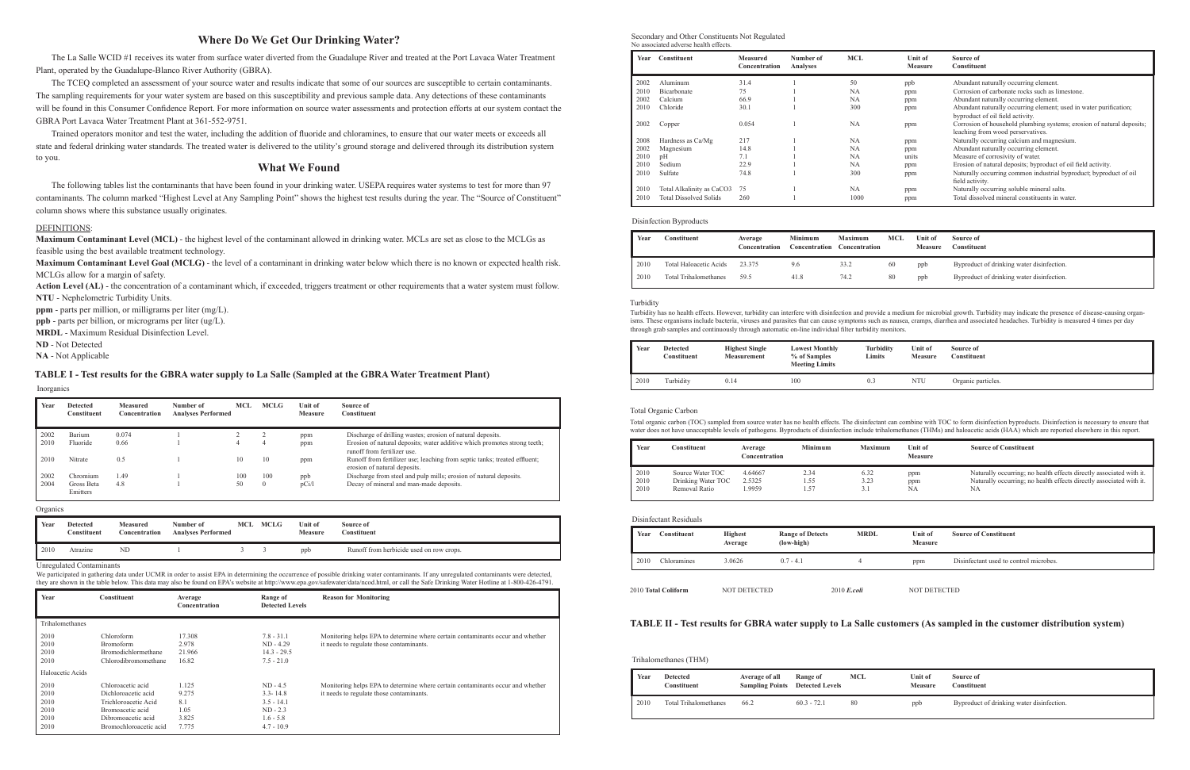## Where Do We Get Our Drinking Water?

The La Salle WCID #1 receives its water from surface water diverted from the Guadalupe River and treated at the Port Lavaca Water Treatment Plant, operated by the Guadalupe-Blanco River Authority (GBRA).

The TCEQ completed an assessment of your source water and results indicate that some of our sources are susceptible to certain contaminants. The sampling requirements for your water system are based on this susceptibility and previous sample data. Any detections of these contaminants will be found in this Consumer Confidence Report. For more information on source water assessments and protection efforts at our system contact the GBRA Port Lavaca Water Treatment Plant at 361-552-9751.

Trained operators monitor and test the water, including the addition of fluoride and chloramines, to ensure that our water meets or exceeds all state and federal drinking water standards. The treated water is delivered to the utility's ground storage and delivered through its distribution system to you.

## What We Found

The following tables list the contaminants that have been found in your drinking water. USEPA requires water systems to test for more than 97 contaminants. The column marked "Highest Level at Any Sampling Point" shows the highest test results during the year. The "Source of Constituent" column shows where this substance usually originates.

DEFINITIONS:

**Maximum Contaminant Level (MCL)** - the highest level of the contaminant allowed in drinking water. MCLs are set as close to the MCLGs as feasible using the best available treatment technology.

**Maximum Contaminant Level Goal (MCLG)** - the level of a contaminant in drinking water below which there is no known or expected health risk. MCLGs allow for a margin of safety.

**Action Level (AL)** - the concentration of a contaminant which, if exceeded, triggers treatment or other requirements that a water system must follow.

**NTU** - Nephelometric Turbidity Units.

**ppm** - parts per million, or milligrams per liter (mg/L).

**ppb** - parts per billion, or micrograms per liter (ug/L).

**MRDL** - Maximum Residual Disinfection Level.

**ND** - Not Detected

**NA** - Not Applicable

### TABLE I - Test results for the GBRA water supply to La Salle (Sampled at the GBRA Water Treatment Plant)

Inorganics

| Year | Detected Constituent | Measured Concentration | Number of Analyses Performed | MCL | MCLG | Unit of Measure | Source of Constituent |
|---|---|---|---|---|---|---|---|
| 2002 | Barium | 0.074 | 1 | 2 | 2 | ppm | Discharge of drilling wastes; erosion of natural deposits. |
| 2010 | Fluoride | 0.66 | 1 | 4 | 4 | ppm | Erosion of natural deposits; water additive which promotes strong teeth; runoff from fertilizer use. |
| 2010 | Nitrate | 0.5 | 1 | 10 | 10 | ppm | Runoff from fertilizer use; leaching from septic tanks; treated effluent; erosion of natural deposits. |
| 2002 | Chromium | 1.49 | 1 | 100 | 100 | ppb | Discharge from steel and pulp mills; erosion of natural deposits. |
| 2004 | Gross Beta Emitters | 4.8 | 1 | 50 | 0 | pCi/l | Decay of mineral and man-made deposits. |

Organics

| Year | Detected Constituent | Measured Concentration | Number of Analyses Performed | MCL | MCLG | Unit of Measure | Source of Constituent |
|---|---|---|---|---|---|---|---|
| 2010 | Atrazine | ND | 1 | 3 | 3 | ppb | Runoff from herbicide used on row crops. |

Unregulated Contaminants

We participated in gathering data under UCMR in order to assist EPA in determining the occurrence of possible drinking water contaminants. If any unregulated contaminants were detected, they are shown in the table below. This data may also be found on EPA's website at http://www.epa.gov/safewater/data/ncod.html, or call the Safe Drinking Water Hotline at 1-800-426-4791.

| Year | Constituent | Average Concentration | Range of Detected Levels | Reason for Monitoring |
|---|---|---|---|---|
| Trihalomethanes | | | | |
| 2010 | Chloroform | 17.308 | 7.8 - 31.1 | Monitoring helps EPA to determine where certain contaminants occur and whether it needs to regulate those contaminants. |
| 2010 | Bromoform | 2.978 | ND - 4.29 | |
| 2010 | Bromodichlormethane | 21.966 | 14.3 - 29.5 | |
| 2010 | Chlorodibromomethane | 16.82 | 7.5 - 21.0 | |
| Haloacetic Acids | | | | |
| 2010 | Chloroacetic acid | 1.125 | ND - 4.5 | Monitoring helps EPA to determine where certain contaminants occur and whether it needs to regulate those contaminants. |
| 2010 | Dichloroacetic acid | 9.275 | 3.3- 14.8 | |
| 2010 | Trichloroacetic Acid | 8.1 | 3.5 - 14.1 | |
| 2010 | Bromoacetic acid | 1.05 | ND - 2.3 | |
| 2010 | Dibromoacetic acid | 3.825 | 1.6 - 5.8 | |
| 2010 | Bromochloroacetic acid | 7.775 | 4.7 - 10.9 | |

Secondary and Other Constituents Not Regulated
No associated adverse health effects.

| Year | Constituent | Measured Concentration | Number of Analyses | MCL | Unit of Measure | Source of Constituent |
|---|---|---|---|---|---|---|
| 2002 | Aluminum | 31.4 | 1 | 50 | ppb | Abundant naturally occurring element. |
| 2010 | Bicarbonate | 75 | 1 | NA | ppm | Corrosion of carbonate rocks such as limestone. |
| 2002 | Calcium | 66.9 | 1 | NA | ppm | Abundant naturally occurring element. |
| 2010 | Chloride | 30.1 | 1 | 300 | ppm | Abundant naturally occurring element; used in water purification; byproduct of oil field activity. |
| 2002 | Copper | 0.054 | 1 | NA | ppm | Corrosion of household plumbing systems; erosion of natural deposits; leaching from wood perservatives. |
| 2008 | Hardness as Ca/Mg | 217 | 1 | NA | ppm | Naturally occurring calcium and magnesium. |
| 2002 | Magnesium | 14.8 | 1 | NA | ppm | Abundant naturally occurring element. |
| 2010 | pH | 7.1 | 1 | NA | units | Measure of corrosivity of water. |
| 2010 | Sodium | 22.9 | 1 | NA | ppm | Erosion of natural deposits; byproduct of oil field activity. |
| 2010 | Sulfate | 74.8 | 1 | 300 | ppm | Naturally occurring common industrial byproduct; byproduct of oil field activity. |
| 2010 | Total Alkalinity as CaCO3 | 75 | 1 | NA | ppm | Naturally occurring soluble mineral salts. |
| 2010 | Total Dissolved Solids | 260 | 1 | 1000 | ppm | Total dissolved mineral constituents in water. |

Disinfection Byproducts

| Year | Constituent | Average Concentration | Minimum Concentration | Maximum Concentration | MCL | Unit of Measure | Source of Constituent |
|---|---|---|---|---|---|---|---|
| 2010 | Total Haloacetic Acids | 23.375 | 9.6 | 33.2 | 60 | ppb | Byproduct of drinking water disinfection. |
| 2010 | Total Trihalomethanes | 59.5 | 41.8 | 74.2 | 80 | ppb | Byproduct of drinking water disinfection. |

Turbidity

Turbidity has no health effects. However, turbidity can interfere with disinfection and provide a medium for microbial growth. Turbidity may indicate the presence of disease-causing organisms. These organisms include bacteria, viruses and parasites that can cause symptoms such as nausea, cramps, diarrhea and associated headaches. Turbidity is measured 4 times per day through grab samples and continuously through automatic on-line individual filter turbidity monitors.

| Year | Detected Constituent | Highest Single Measurement | Lowest Monthly % of Samples Meeting Limits | Turbidity Limits | Unit of Measure | Source of Constituent |
|---|---|---|---|---|---|---|
| 2010 | Turbidity | 0.14 | 100 | 0.3 | NTU | Organic particles. |

Total Organic Carbon

Total organic carbon (TOC) sampled from source water has no health effects. The disinfectant can combine with TOC to form disinfection byproducts. Disinfection is necessary to ensure that water does not have unacceptable levels of pathogens. Byproducts of disinfection include trihalomethanes (THMs) and haloacetic acids (HAA) which are reported elsewhere in this report.

| Year | Constituent | Average Concentration | Minimum | Maximum | Unit of Measure | Source of Constituent |
|---|---|---|---|---|---|---|
| 2010 | Source Water TOC | 4.64667 | 2.34 | 6.32 | ppm | Naturally occurring; no health effects directly associated with it. |
| 2010 | Drinking Water TOC | 2.5325 | 1.55 | 3.23 | ppm | Naturally occurring; no health effects directly associated with it. |
| 2010 | Removal Ratio | 1.9959 | 1.57 | 3.1 | NA | NA |

Disinfectant Residuals

| Year | Constituent | Highest Average | Range of Detects (low-high) | MRDL | Unit of Measure | Source of Constituent |
|---|---|---|---|---|---|---|
| 2010 | Chloramines | 3.0626 | 0.7 - 4.1 | 4 | ppm | Disinfectant used to control microbes. |

2010 **Total Coliform** NOT DETECTED 2010 ***E.coli*** NOT DETECTED

### TABLE II - Test results for GBRA water supply to La Salle customers (As sampled in the customer distribution system)

Trihalomethanes (THM)

| Year | Detected Constituent | Average of all Sampling Points | Range of Detected Levels | MCL | Unit of Measure | Source of Constituent |
|---|---|---|---|---|---|---|
| 2010 | Total Trihalomethanes | 66.2 | 60.3 - 72.1 | 80 | ppb | Byproduct of drinking water disinfection. |